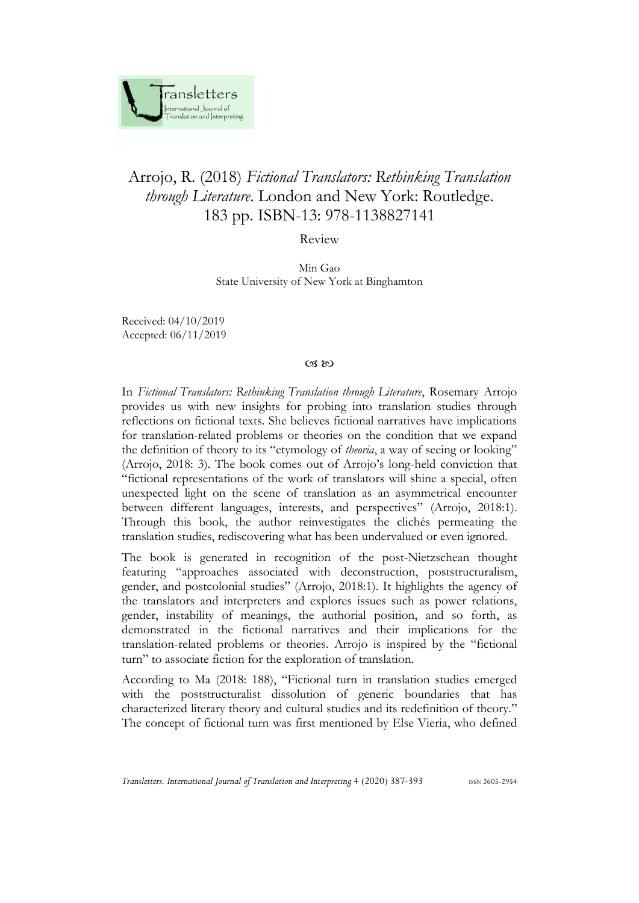# Arrojo, R. (2018) *Fictional Translators: Rethinking Translation through Literature*. London and New York: Routledge. 183 pp. ISBN-13: 978-1138827141

Review

Min Gao
State University of New York at Binghamton

Received: 04/10/2019
Accepted: 06/11/2019

☙ ❧

In *Fictional Translators: Rethinking Translation through Literature*, Rosemary Arrojo provides us with new insights for probing into translation studies through reflections on fictional texts. She believes fictional narratives have implications for translation-related problems or theories on the condition that we expand the definition of theory to its "etymology of *theoria*, a way of seeing or looking" (Arrojo, 2018: 3). The book comes out of Arrojo's long-held conviction that "fictional representations of the work of translators will shine a special, often unexpected light on the scene of translation as an asymmetrical encounter between different languages, interests, and perspectives" (Arrojo, 2018:1). Through this book, the author reinvestigates the clichés permeating the translation studies, rediscovering what has been undervalued or even ignored.

The book is generated in recognition of the post-Nietzschean thought featuring "approaches associated with deconstruction, poststructuralism, gender, and postcolonial studies" (Arrojo, 2018:1). It highlights the agency of the translators and interpreters and explores issues such as power relations, gender, instability of meanings, the authorial position, and so forth, as demonstrated in the fictional narratives and their implications for the translation-related problems or theories. Arrojo is inspired by the "fictional turn" to associate fiction for the exploration of translation.

According to Ma (2018: 188), "Fictional turn in translation studies emerged with the poststructuralist dissolution of generic boundaries that has characterized literary theory and cultural studies and its redefinition of theory." The concept of fictional turn was first mentioned by Else Vieria, who defined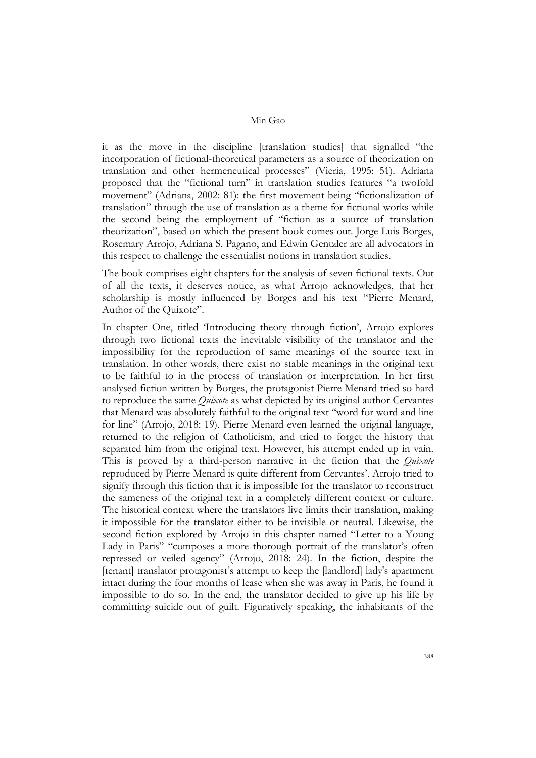it as the move in the discipline [translation studies] that signalled "the incorporation of fictional-theoretical parameters as a source of theorization on translation and other hermeneutical processes" (Vieria, 1995: 51). Adriana proposed that the "fictional turn" in translation studies features "a twofold movement" (Adriana, 2002: 81): the first movement being "fictionalization of translation" through the use of translation as a theme for fictional works while the second being the employment of "fiction as a source of translation theorization", based on which the present book comes out. Jorge Luis Borges, Rosemary Arrojo, Adriana S. Pagano, and Edwin Gentzler are all advocators in this respect to challenge the essentialist notions in translation studies.

The book comprises eight chapters for the analysis of seven fictional texts. Out of all the texts, it deserves notice, as what Arrojo acknowledges, that her scholarship is mostly influenced by Borges and his text "Pierre Menard, Author of the Quixote".

In chapter One, titled 'Introducing theory through fiction', Arrojo explores through two fictional texts the inevitable visibility of the translator and the impossibility for the reproduction of same meanings of the source text in translation. In other words, there exist no stable meanings in the original text to be faithful to in the process of translation or interpretation. In her first analysed fiction written by Borges, the protagonist Pierre Menard tried so hard to reproduce the same *Quixote* as what depicted by its original author Cervantes that Menard was absolutely faithful to the original text "word for word and line for line" (Arrojo, 2018: 19). Pierre Menard even learned the original language, returned to the religion of Catholicism, and tried to forget the history that separated him from the original text. However, his attempt ended up in vain. This is proved by a third-person narrative in the fiction that the *Quixote* reproduced by Pierre Menard is quite different from Cervantes'. Arrojo tried to signify through this fiction that it is impossible for the translator to reconstruct the sameness of the original text in a completely different context or culture. The historical context where the translators live limits their translation, making it impossible for the translator either to be invisible or neutral. Likewise, the second fiction explored by Arrojo in this chapter named "Letter to a Young Lady in Paris" "composes a more thorough portrait of the translator's often repressed or veiled agency" (Arrojo, 2018: 24). In the fiction, despite the [tenant] translator protagonist's attempt to keep the [landlord] lady's apartment intact during the four months of lease when she was away in Paris, he found it impossible to do so. In the end, the translator decided to give up his life by committing suicide out of guilt. Figuratively speaking, the inhabitants of the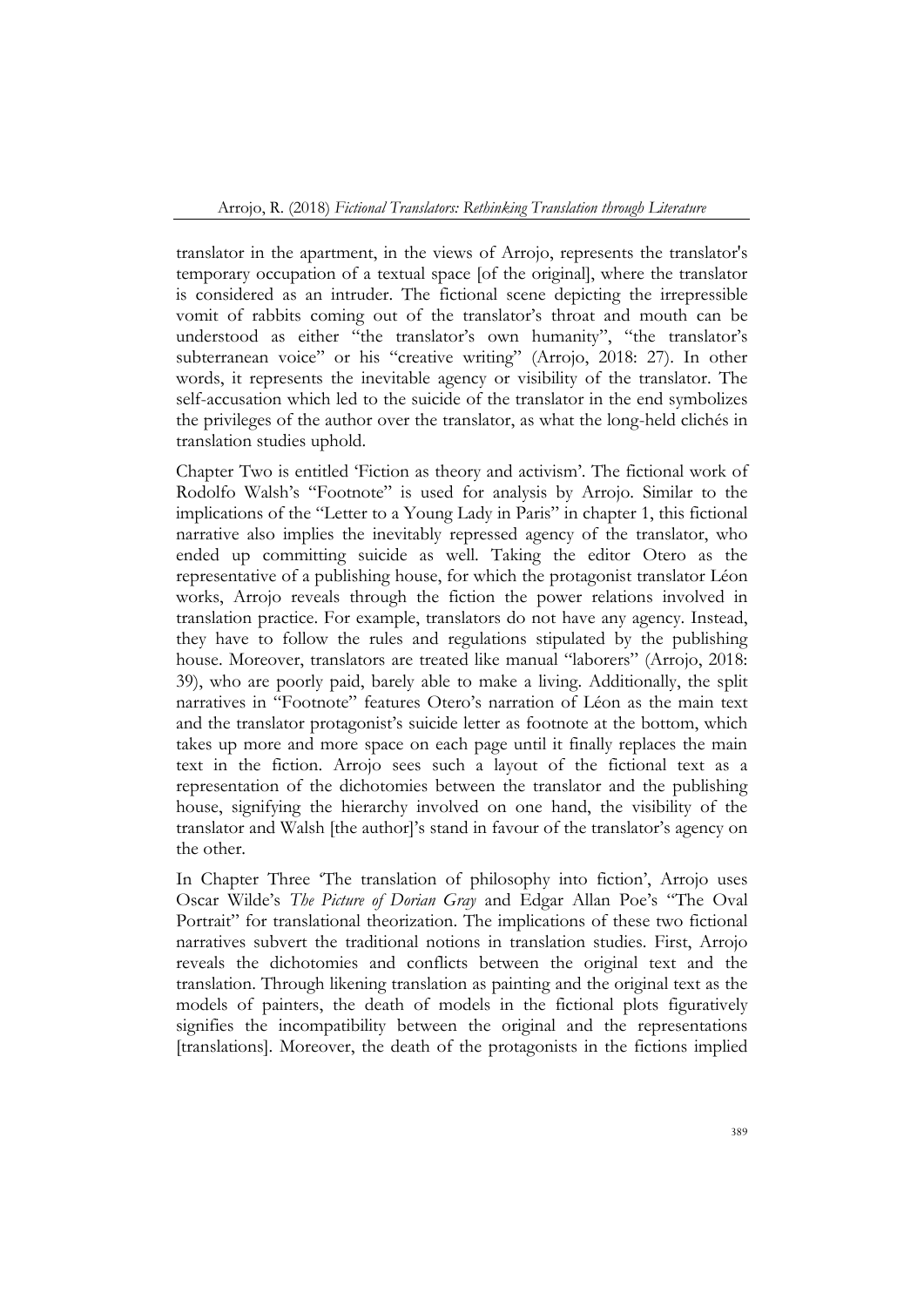translator in the apartment, in the views of Arrojo, represents the translator's temporary occupation of a textual space [of the original], where the translator is considered as an intruder. The fictional scene depicting the irrepressible vomit of rabbits coming out of the translator's throat and mouth can be understood as either "the translator's own humanity", "the translator's subterranean voice" or his "creative writing" (Arrojo, 2018: 27). In other words, it represents the inevitable agency or visibility of the translator. The self-accusation which led to the suicide of the translator in the end symbolizes the privileges of the author over the translator, as what the long-held clichés in translation studies uphold.

Chapter Two is entitled 'Fiction as theory and activism'. The fictional work of Rodolfo Walsh's "Footnote" is used for analysis by Arrojo. Similar to the implications of the "Letter to a Young Lady in Paris" in chapter 1, this fictional narrative also implies the inevitably repressed agency of the translator, who ended up committing suicide as well. Taking the editor Otero as the representative of a publishing house, for which the protagonist translator Léon works, Arrojo reveals through the fiction the power relations involved in translation practice. For example, translators do not have any agency. Instead, they have to follow the rules and regulations stipulated by the publishing house. Moreover, translators are treated like manual "laborers" (Arrojo, 2018: 39), who are poorly paid, barely able to make a living. Additionally, the split narratives in "Footnote" features Otero's narration of Léon as the main text and the translator protagonist's suicide letter as footnote at the bottom, which takes up more and more space on each page until it finally replaces the main text in the fiction. Arrojo sees such a layout of the fictional text as a representation of the dichotomies between the translator and the publishing house, signifying the hierarchy involved on one hand, the visibility of the translator and Walsh [the author]'s stand in favour of the translator's agency on the other.

In Chapter Three 'The translation of philosophy into fiction', Arrojo uses Oscar Wilde's *The Picture of Dorian Gray* and Edgar Allan Poe's "The Oval Portrait" for translational theorization. The implications of these two fictional narratives subvert the traditional notions in translation studies. First, Arrojo reveals the dichotomies and conflicts between the original text and the translation. Through likening translation as painting and the original text as the models of painters, the death of models in the fictional plots figuratively signifies the incompatibility between the original and the representations [translations]. Moreover, the death of the protagonists in the fictions implied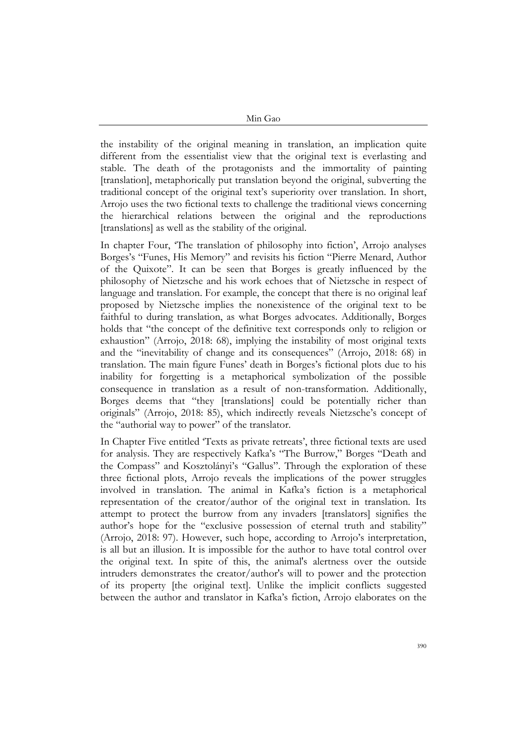the instability of the original meaning in translation, an implication quite different from the essentialist view that the original text is everlasting and stable. The death of the protagonists and the immortality of painting [translation], metaphorically put translation beyond the original, subverting the traditional concept of the original text's superiority over translation. In short, Arrojo uses the two fictional texts to challenge the traditional views concerning the hierarchical relations between the original and the reproductions [translations] as well as the stability of the original.

In chapter Four, 'The translation of philosophy into fiction', Arrojo analyses Borges's "Funes, His Memory" and revisits his fiction "Pierre Menard, Author of the Quixote". It can be seen that Borges is greatly influenced by the philosophy of Nietzsche and his work echoes that of Nietzsche in respect of language and translation. For example, the concept that there is no original leaf proposed by Nietzsche implies the nonexistence of the original text to be faithful to during translation, as what Borges advocates. Additionally, Borges holds that "the concept of the definitive text corresponds only to religion or exhaustion" (Arrojo, 2018: 68), implying the instability of most original texts and the "inevitability of change and its consequences" (Arrojo, 2018: 68) in translation. The main figure Funes' death in Borges's fictional plots due to his inability for forgetting is a metaphorical symbolization of the possible consequence in translation as a result of non-transformation. Additionally, Borges deems that "they [translations] could be potentially richer than originals" (Arrojo, 2018: 85), which indirectly reveals Nietzsche's concept of the "authorial way to power" of the translator.

In Chapter Five entitled 'Texts as private retreats', three fictional texts are used for analysis. They are respectively Kafka's "The Burrow," Borges "Death and the Compass" and Kosztolányi's "Gallus". Through the exploration of these three fictional plots, Arrojo reveals the implications of the power struggles involved in translation. The animal in Kafka's fiction is a metaphorical representation of the creator/author of the original text in translation. Its attempt to protect the burrow from any invaders [translators] signifies the author's hope for the "exclusive possession of eternal truth and stability" (Arrojo, 2018: 97). However, such hope, according to Arrojo's interpretation, is all but an illusion. It is impossible for the author to have total control over the original text. In spite of this, the animal's alertness over the outside intruders demonstrates the creator/author's will to power and the protection of its property [the original text]. Unlike the implicit conflicts suggested between the author and translator in Kafka's fiction, Arrojo elaborates on the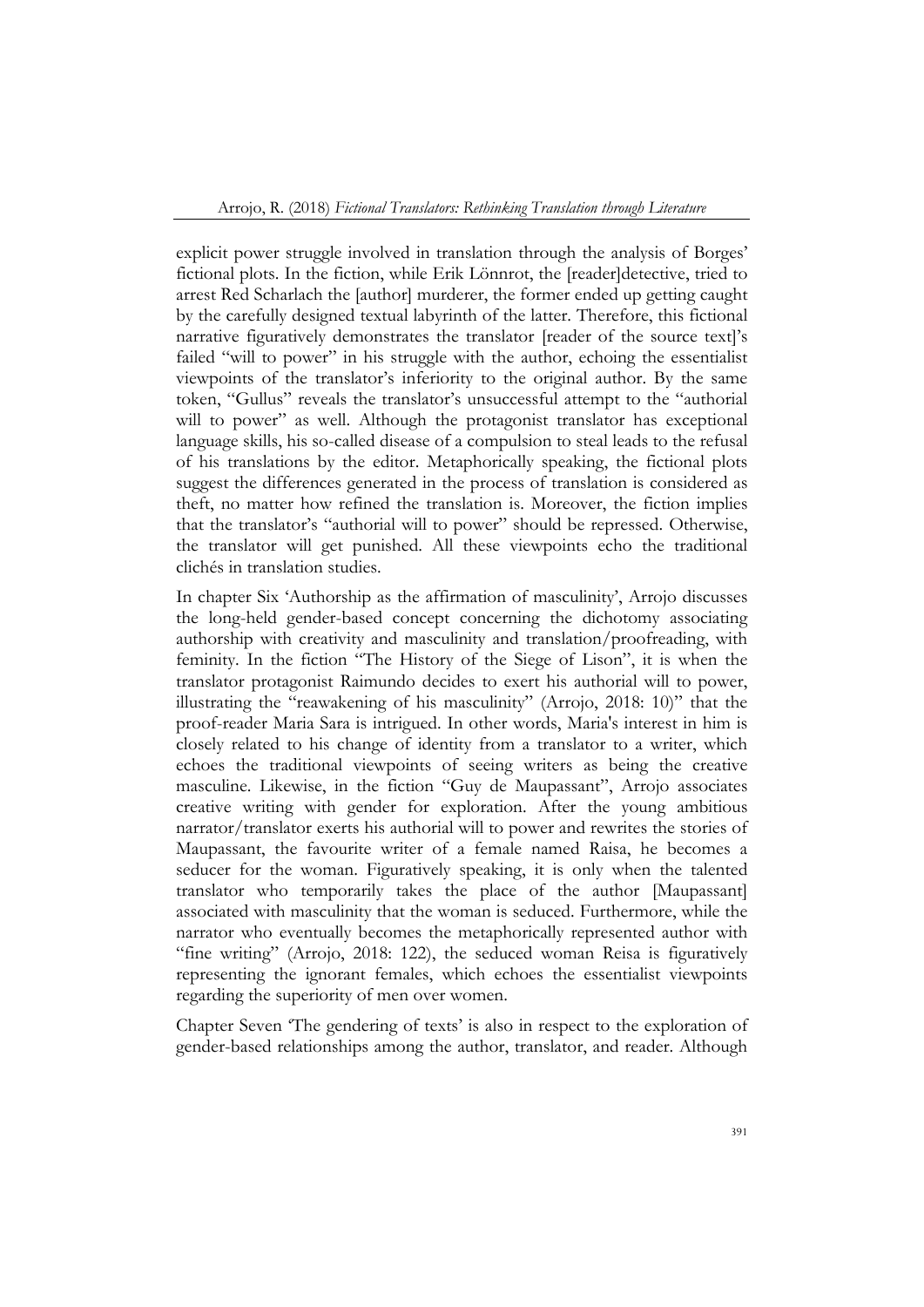explicit power struggle involved in translation through the analysis of Borges' fictional plots. In the fiction, while Erik Lönnrot, the [reader]detective, tried to arrest Red Scharlach the [author] murderer, the former ended up getting caught by the carefully designed textual labyrinth of the latter. Therefore, this fictional narrative figuratively demonstrates the translator [reader of the source text]'s failed "will to power" in his struggle with the author, echoing the essentialist viewpoints of the translator's inferiority to the original author. By the same token, "Gullus" reveals the translator's unsuccessful attempt to the "authorial will to power" as well. Although the protagonist translator has exceptional language skills, his so-called disease of a compulsion to steal leads to the refusal of his translations by the editor. Metaphorically speaking, the fictional plots suggest the differences generated in the process of translation is considered as theft, no matter how refined the translation is. Moreover, the fiction implies that the translator's "authorial will to power" should be repressed. Otherwise, the translator will get punished. All these viewpoints echo the traditional clichés in translation studies.

In chapter Six 'Authorship as the affirmation of masculinity', Arrojo discusses the long-held gender-based concept concerning the dichotomy associating authorship with creativity and masculinity and translation/proofreading, with feminity. In the fiction "The History of the Siege of Lison", it is when the translator protagonist Raimundo decides to exert his authorial will to power, illustrating the "reawakening of his masculinity" (Arrojo, 2018: 10)" that the proof-reader Maria Sara is intrigued. In other words, Maria's interest in him is closely related to his change of identity from a translator to a writer, which echoes the traditional viewpoints of seeing writers as being the creative masculine. Likewise, in the fiction "Guy de Maupassant", Arrojo associates creative writing with gender for exploration. After the young ambitious narrator/translator exerts his authorial will to power and rewrites the stories of Maupassant, the favourite writer of a female named Raisa, he becomes a seducer for the woman. Figuratively speaking, it is only when the talented translator who temporarily takes the place of the author [Maupassant] associated with masculinity that the woman is seduced. Furthermore, while the narrator who eventually becomes the metaphorically represented author with "fine writing" (Arrojo, 2018: 122), the seduced woman Reisa is figuratively representing the ignorant females, which echoes the essentialist viewpoints regarding the superiority of men over women.

Chapter Seven 'The gendering of texts' is also in respect to the exploration of gender-based relationships among the author, translator, and reader. Although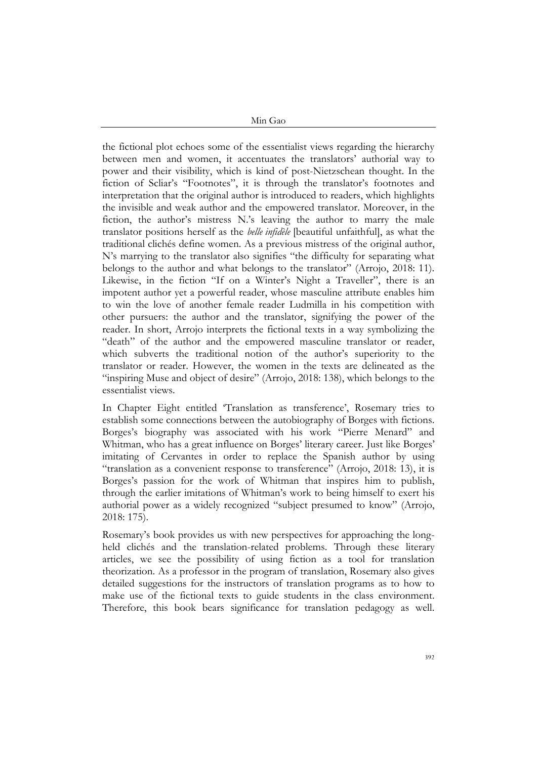the fictional plot echoes some of the essentialist views regarding the hierarchy between men and women, it accentuates the translators' authorial way to power and their visibility, which is kind of post-Nietzschean thought. In the fiction of Scliar's "Footnotes", it is through the translator's footnotes and interpretation that the original author is introduced to readers, which highlights the invisible and weak author and the empowered translator. Moreover, in the fiction, the author's mistress N.'s leaving the author to marry the male translator positions herself as the *belle infidèle* [beautiful unfaithful], as what the traditional clichés define women. As a previous mistress of the original author, N's marrying to the translator also signifies "the difficulty for separating what belongs to the author and what belongs to the translator" (Arrojo, 2018: 11). Likewise, in the fiction "If on a Winter's Night a Traveller", there is an impotent author yet a powerful reader, whose masculine attribute enables him to win the love of another female reader Ludmilla in his competition with other pursuers: the author and the translator, signifying the power of the reader. In short, Arrojo interprets the fictional texts in a way symbolizing the "death" of the author and the empowered masculine translator or reader, which subverts the traditional notion of the author's superiority to the translator or reader. However, the women in the texts are delineated as the "inspiring Muse and object of desire" (Arrojo, 2018: 138), which belongs to the essentialist views.

In Chapter Eight entitled 'Translation as transference', Rosemary tries to establish some connections between the autobiography of Borges with fictions. Borges's biography was associated with his work "Pierre Menard" and Whitman, who has a great influence on Borges' literary career. Just like Borges' imitating of Cervantes in order to replace the Spanish author by using "translation as a convenient response to transference" (Arrojo, 2018: 13), it is Borges's passion for the work of Whitman that inspires him to publish, through the earlier imitations of Whitman's work to being himself to exert his authorial power as a widely recognized "subject presumed to know" (Arrojo, 2018: 175).

Rosemary's book provides us with new perspectives for approaching the long-held clichés and the translation-related problems. Through these literary articles, we see the possibility of using fiction as a tool for translation theorization. As a professor in the program of translation, Rosemary also gives detailed suggestions for the instructors of translation programs as to how to make use of the fictional texts to guide students in the class environment. Therefore, this book bears significance for translation pedagogy as well.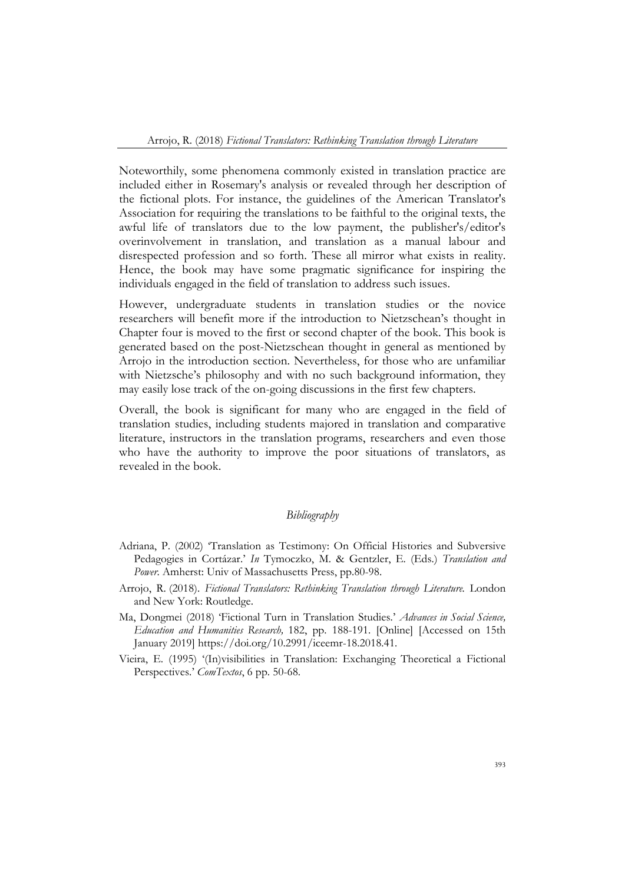Noteworthily, some phenomena commonly existed in translation practice are included either in Rosemary's analysis or revealed through her description of the fictional plots. For instance, the guidelines of the American Translator's Association for requiring the translations to be faithful to the original texts, the awful life of translators due to the low payment, the publisher's/editor's overinvolvement in translation, and translation as a manual labour and disrespected profession and so forth. These all mirror what exists in reality. Hence, the book may have some pragmatic significance for inspiring the individuals engaged in the field of translation to address such issues.

However, undergraduate students in translation studies or the novice researchers will benefit more if the introduction to Nietzschean's thought in Chapter four is moved to the first or second chapter of the book. This book is generated based on the post-Nietzschean thought in general as mentioned by Arrojo in the introduction section. Nevertheless, for those who are unfamiliar with Nietzsche's philosophy and with no such background information, they may easily lose track of the on-going discussions in the first few chapters.

Overall, the book is significant for many who are engaged in the field of translation studies, including students majored in translation and comparative literature, instructors in the translation programs, researchers and even those who have the authority to improve the poor situations of translators, as revealed in the book.

## *Bibliography*

Adriana, P. (2002) 'Translation as Testimony: On Official Histories and Subversive Pedagogies in Cortázar.' *In* Tymoczko, M. & Gentzler, E. (Eds.) *Translation and Power*. Amherst: Univ of Massachusetts Press, pp.80-98.

Arrojo, R. (2018). *Fictional Translators: Rethinking Translation through Literature.* London and New York: Routledge.

Ma, Dongmei (2018) 'Fictional Turn in Translation Studies.' *Advances in Social Science, Education and Humanities Research,* 182, pp. 188-191. [Online] [Accessed on 15th January 2019] https://doi.org/10.2991/iceemr-18.2018.41.

Vieira, E. (1995) '(In)visibilities in Translation: Exchanging Theoretical a Fictional Perspectives.' *ComTextos*, 6 pp. 50-68.